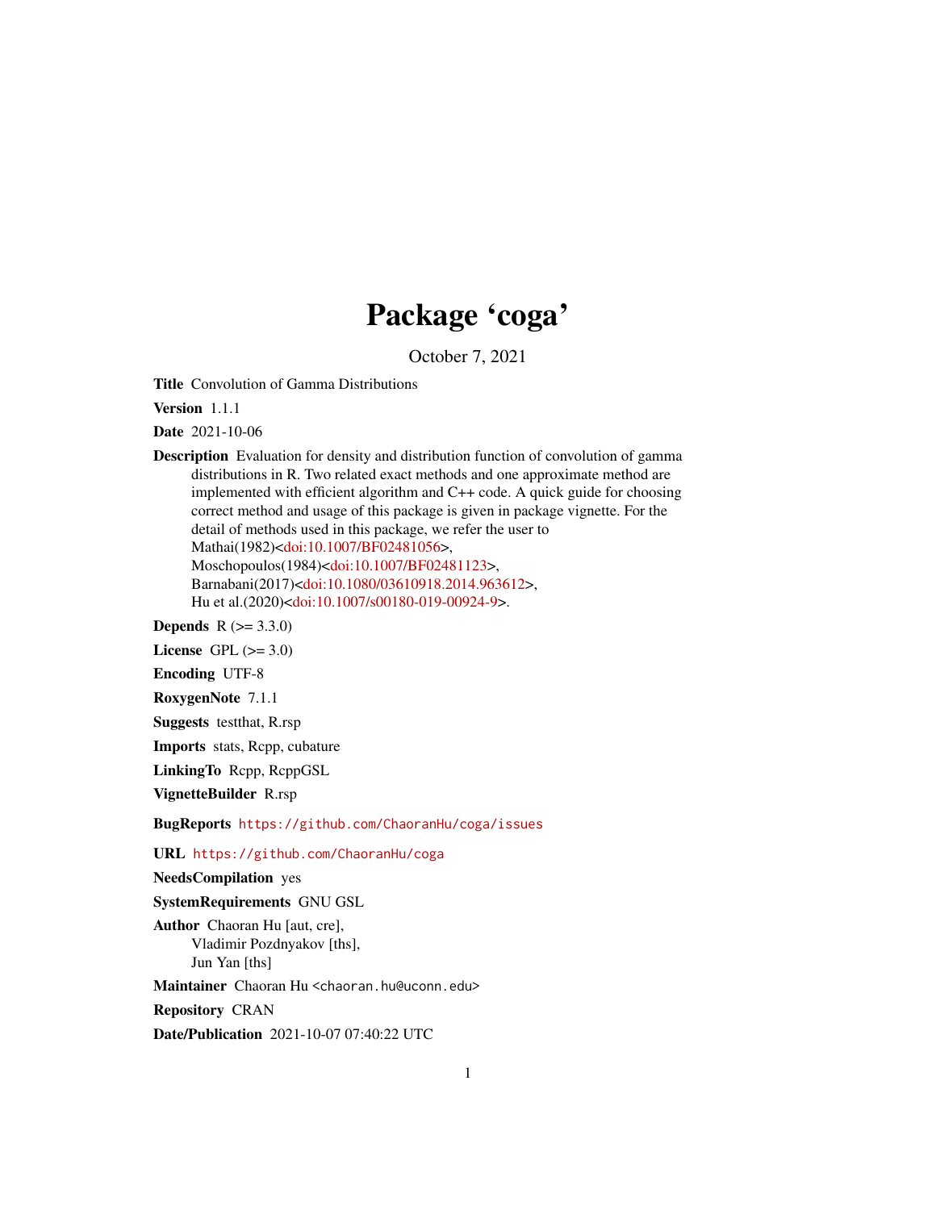# Package 'coga'

October 7, 2021

**Title** Convolution of Gamma Distributions

**Version** 1.1.1

**Date** 2021-10-06

**Description** Evaluation for density and distribution function of convolution of gamma distributions in R. Two related exact methods and one approximate method are implemented with efficient algorithm and C++ code. A quick guide for choosing correct method and usage of this package is given in package vignette. For the detail of methods used in this package, we refer the user to Mathai(1982)<doi:10.1007/BF02481056>, Moschopoulos(1984)<doi:10.1007/BF02481123>, Barnabani(2017)<doi:10.1080/03610918.2014.963612>, Hu et al.(2020)<doi:10.1007/s00180-019-00924-9>.

**Depends** R (>= 3.3.0)

**License** GPL (>= 3.0)

**Encoding** UTF-8

**RoxygenNote** 7.1.1

**Suggests** testthat, R.rsp

**Imports** stats, Rcpp, cubature

**LinkingTo** Rcpp, RcppGSL

**VignetteBuilder** R.rsp

**BugReports** https://github.com/ChaoranHu/coga/issues

**URL** https://github.com/ChaoranHu/coga

**NeedsCompilation** yes

**SystemRequirements** GNU GSL

**Author** Chaoran Hu [aut, cre],
Vladimir Pozdnyakov [ths],
Jun Yan [ths]

**Maintainer** Chaoran Hu <chaoran.hu@uconn.edu>

**Repository** CRAN

**Date/Publication** 2021-10-07 07:40:22 UTC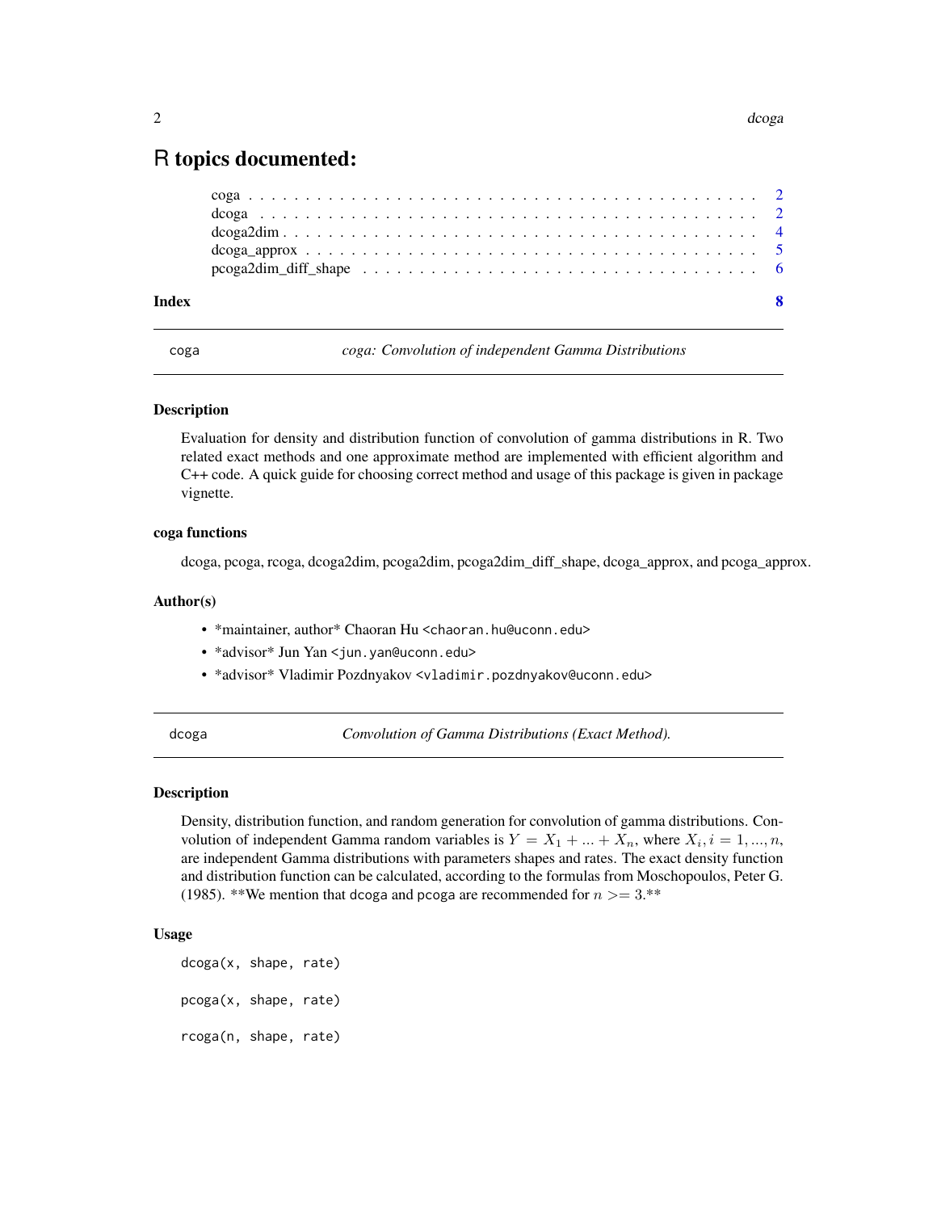# R topics documented:

- coga . . . . . . . . . . . . . . . . . . . . . . . . . . . . . . . . . . . . . . . . . . 2
- dcoga . . . . . . . . . . . . . . . . . . . . . . . . . . . . . . . . . . . . . . . . . 2
- dcoga2dim . . . . . . . . . . . . . . . . . . . . . . . . . . . . . . . . . . . . . . . 4
- dcoga_approx . . . . . . . . . . . . . . . . . . . . . . . . . . . . . . . . . . . . . 5
- pcoga2dim_diff_shape . . . . . . . . . . . . . . . . . . . . . . . . . . . . . . . . 6

**Index** **8**

---

## coga — *coga: Convolution of independent Gamma Distributions*

### Description

Evaluation for density and distribution function of convolution of gamma distributions in R. Two related exact methods and one approximate method are implemented with efficient algorithm and C++ code. A quick guide for choosing correct method and usage of this package is given in package vignette.

### coga functions

dcoga, pcoga, rcoga, dcoga2dim, pcoga2dim, pcoga2dim_diff_shape, dcoga_approx, and pcoga_approx.

### Author(s)

- *maintainer, author* Chaoran Hu <chaoran.hu@uconn.edu>
- *advisor* Jun Yan <jun.yan@uconn.edu>
- *advisor* Vladimir Pozdnyakov <vladimir.pozdnyakov@uconn.edu>

---

## dcoga — *Convolution of Gamma Distributions (Exact Method).*

### Description

Density, distribution function, and random generation for convolution of gamma distributions. Convolution of independent Gamma random variables is $Y = X_1 + ... + X_n$, where $X_i, i = 1, ..., n$, are independent Gamma distributions with parameters shapes and rates. The exact density function and distribution function can be calculated, according to the formulas from Moschopoulos, Peter G. (1985). **We mention that `dcoga` and `pcoga` are recommended for $n >= 3$.**

### Usage

```
dcoga(x, shape, rate)

pcoga(x, shape, rate)

rcoga(n, shape, rate)
```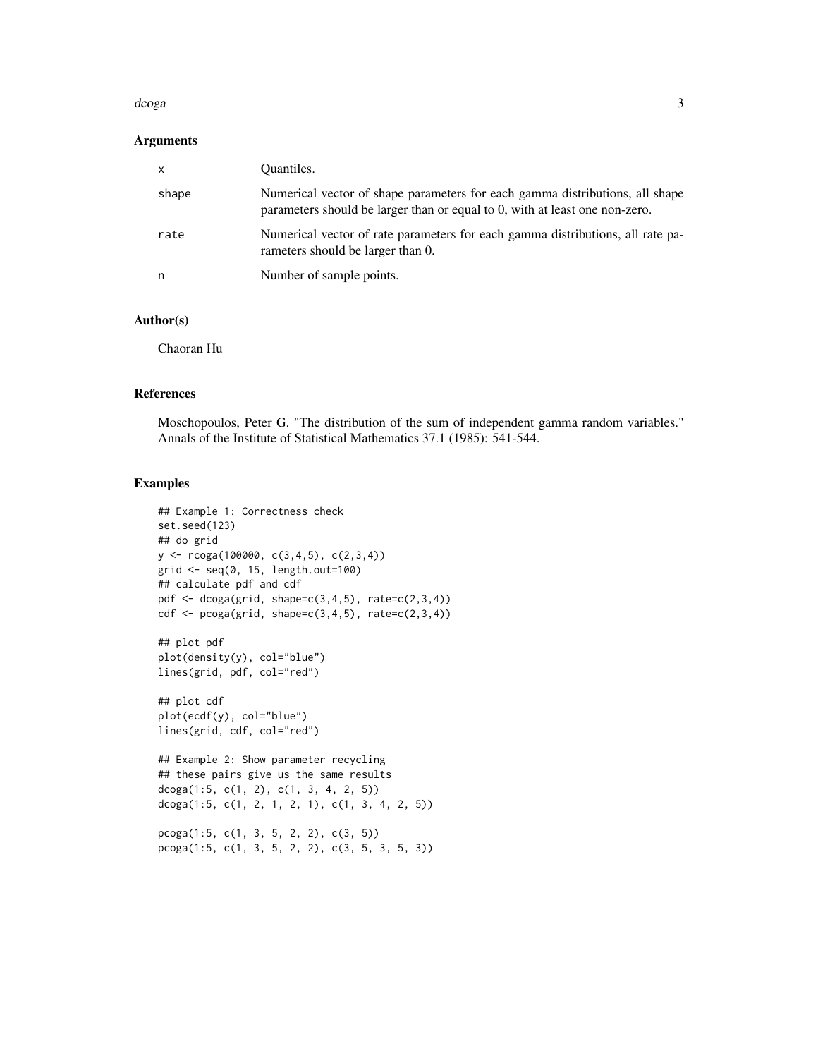### Arguments

| | |
|---|---|
| x | Quantiles. |
| shape | Numerical vector of shape parameters for each gamma distributions, all shape parameters should be larger than or equal to 0, with at least one non-zero. |
| rate | Numerical vector of rate parameters for each gamma distributions, all rate parameters should be larger than 0. |
| n | Number of sample points. |

### Author(s)

Chaoran Hu

### References

Moschopoulos, Peter G. "The distribution of the sum of independent gamma random variables." Annals of the Institute of Statistical Mathematics 37.1 (1985): 541-544.

### Examples

```
## Example 1: Correctness check
set.seed(123)
## do grid
y <- rcoga(100000, c(3,4,5), c(2,3,4))
grid <- seq(0, 15, length.out=100)
## calculate pdf and cdf
pdf <- dcoga(grid, shape=c(3,4,5), rate=c(2,3,4))
cdf <- pcoga(grid, shape=c(3,4,5), rate=c(2,3,4))

## plot pdf
plot(density(y), col="blue")
lines(grid, pdf, col="red")

## plot cdf
plot(ecdf(y), col="blue")
lines(grid, cdf, col="red")

## Example 2: Show parameter recycling
## these pairs give us the same results
dcoga(1:5, c(1, 2), c(1, 3, 4, 2, 5))
dcoga(1:5, c(1, 2, 1, 2, 1), c(1, 3, 4, 2, 5))

pcoga(1:5, c(1, 3, 5, 2, 2), c(3, 5))
pcoga(1:5, c(1, 3, 5, 2, 2), c(3, 5, 3, 5, 3))
```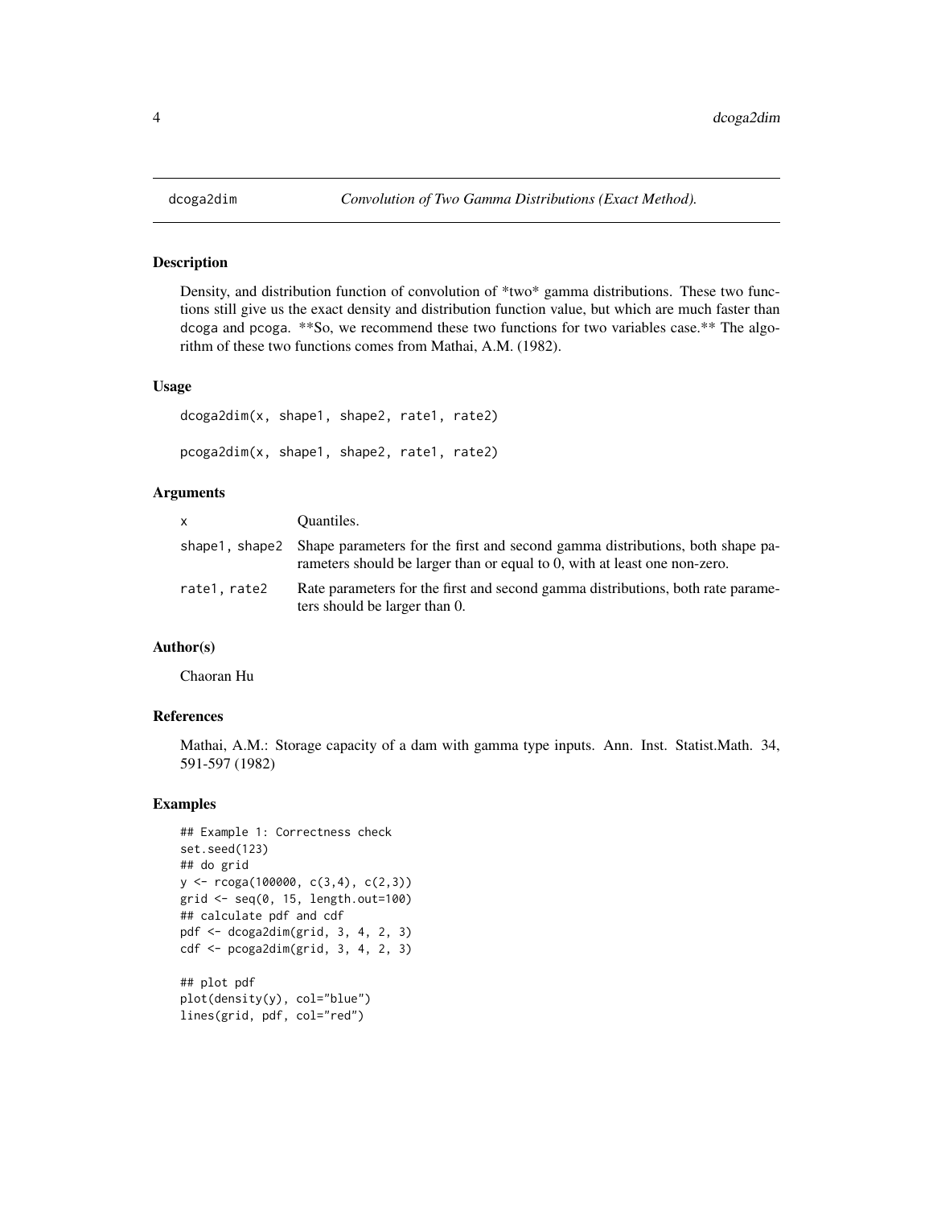# dcoga2dim

*Convolution of Two Gamma Distributions (Exact Method).*

## Description

Density, and distribution function of convolution of *two* gamma distributions. These two functions still give us the exact density and distribution function value, but which are much faster than dcoga and pcoga. **So, we recommend these two functions for two variables case.** The algorithm of these two functions comes from Mathai, A.M. (1982).

## Usage

```
dcoga2dim(x, shape1, shape2, rate1, rate2)

pcoga2dim(x, shape1, shape2, rate1, rate2)
```

## Arguments

| | |
|---|---|
| x | Quantiles. |
| shape1, shape2 | Shape parameters for the first and second gamma distributions, both shape parameters should be larger than or equal to 0, with at least one non-zero. |
| rate1, rate2 | Rate parameters for the first and second gamma distributions, both rate parameters should be larger than 0. |

## Author(s)

Chaoran Hu

## References

Mathai, A.M.: Storage capacity of a dam with gamma type inputs. Ann. Inst. Statist.Math. 34, 591-597 (1982)

## Examples

```
## Example 1: Correctness check
set.seed(123)
## do grid
y <- rcoga(100000, c(3,4), c(2,3))
grid <- seq(0, 15, length.out=100)
## calculate pdf and cdf
pdf <- dcoga2dim(grid, 3, 4, 2, 3)
cdf <- pcoga2dim(grid, 3, 4, 2, 3)

## plot pdf
plot(density(y), col="blue")
lines(grid, pdf, col="red")
```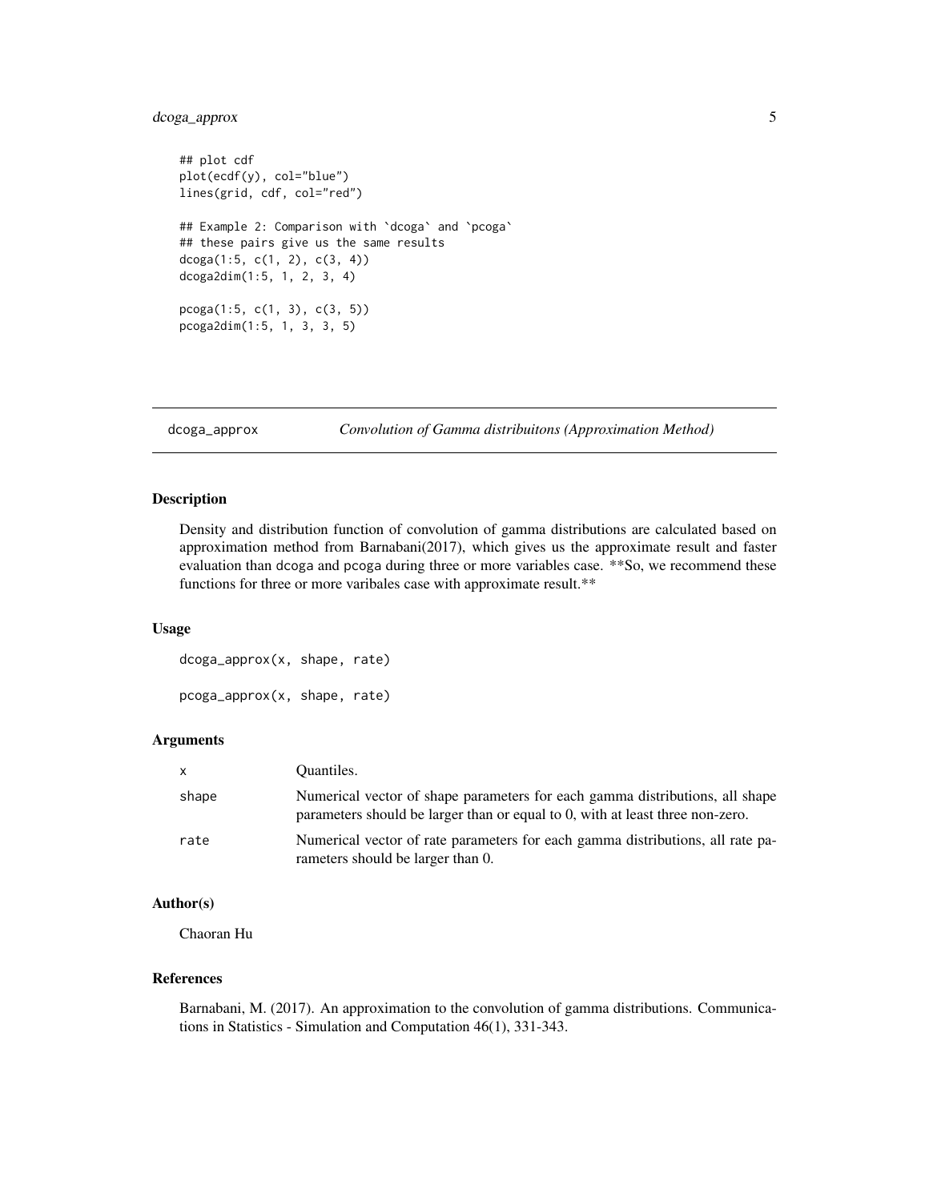```
## plot cdf
plot(ecdf(y), col="blue")
lines(grid, cdf, col="red")

## Example 2: Comparison with `dcoga` and `pcoga`
## these pairs give us the same results
dcoga(1:5, c(1, 2), c(3, 4))
dcoga2dim(1:5, 1, 2, 3, 4)

pcoga(1:5, c(1, 3), c(3, 5))
pcoga2dim(1:5, 1, 3, 3, 5)
```

---

## dcoga_approx — *Convolution of Gamma distribuitons (Approximation Method)*

---

### Description

Density and distribution function of convolution of gamma distributions are calculated based on approximation method from Barnabani(2017), which gives us the approximate result and faster evaluation than dcoga and pcoga during three or more variables case. **So, we recommend these functions for three or more varibales case with approximate result.**

### Usage

```
dcoga_approx(x, shape, rate)

pcoga_approx(x, shape, rate)
```

### Arguments

| | |
|---|---|
| x | Quantiles. |
| shape | Numerical vector of shape parameters for each gamma distributions, all shape parameters should be larger than or equal to 0, with at least three non-zero. |
| rate | Numerical vector of rate parameters for each gamma distributions, all rate parameters should be larger than 0. |

### Author(s)

Chaoran Hu

### References

Barnabani, M. (2017). An approximation to the convolution of gamma distributions. Communications in Statistics - Simulation and Computation 46(1), 331-343.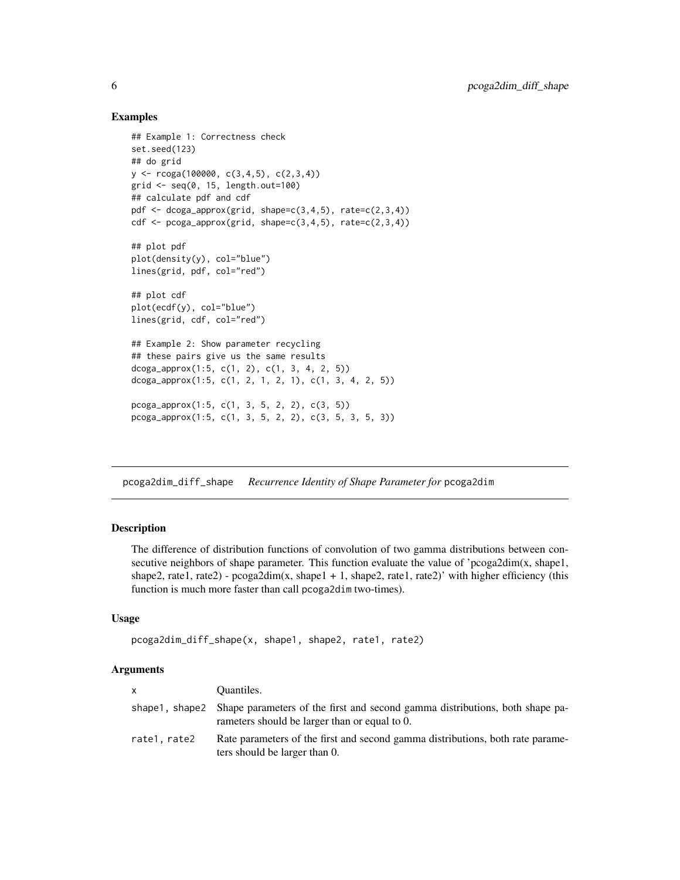### Examples

```
## Example 1: Correctness check
set.seed(123)
## do grid
y <- rcoga(100000, c(3,4,5), c(2,3,4))
grid <- seq(0, 15, length.out=100)
## calculate pdf and cdf
pdf <- dcoga_approx(grid, shape=c(3,4,5), rate=c(2,3,4))
cdf <- pcoga_approx(grid, shape=c(3,4,5), rate=c(2,3,4))

## plot pdf
plot(density(y), col="blue")
lines(grid, pdf, col="red")

## plot cdf
plot(ecdf(y), col="blue")
lines(grid, cdf, col="red")

## Example 2: Show parameter recycling
## these pairs give us the same results
dcoga_approx(1:5, c(1, 2), c(1, 3, 4, 2, 5))
dcoga_approx(1:5, c(1, 2, 1, 2, 1), c(1, 3, 4, 2, 5))

pcoga_approx(1:5, c(1, 3, 5, 2, 2), c(3, 5))
pcoga_approx(1:5, c(1, 3, 5, 2, 2), c(3, 5, 3, 5, 3))
```

---

## pcoga2dim_diff_shape — *Recurrence Identity of Shape Parameter for* `pcoga2dim`

### Description

The difference of distribution functions of convolution of two gamma distributions between consecutive neighbors of shape parameter. This function evaluate the value of 'pcoga2dim(x, shape1, shape2, rate1, rate2) - pcoga2dim(x, shape1 + 1, shape2, rate1, rate2)' with higher efficiency (this function is much more faster than call `pcoga2dim` two-times).

### Usage

```
pcoga2dim_diff_shape(x, shape1, shape2, rate1, rate2)
```

### Arguments

| | |
|---|---|
| `x` | Quantiles. |
| `shape1, shape2` | Shape parameters of the first and second gamma distributions, both shape parameters should be larger than or equal to 0. |
| `rate1, rate2` | Rate parameters of the first and second gamma distributions, both rate parameters should be larger than 0. |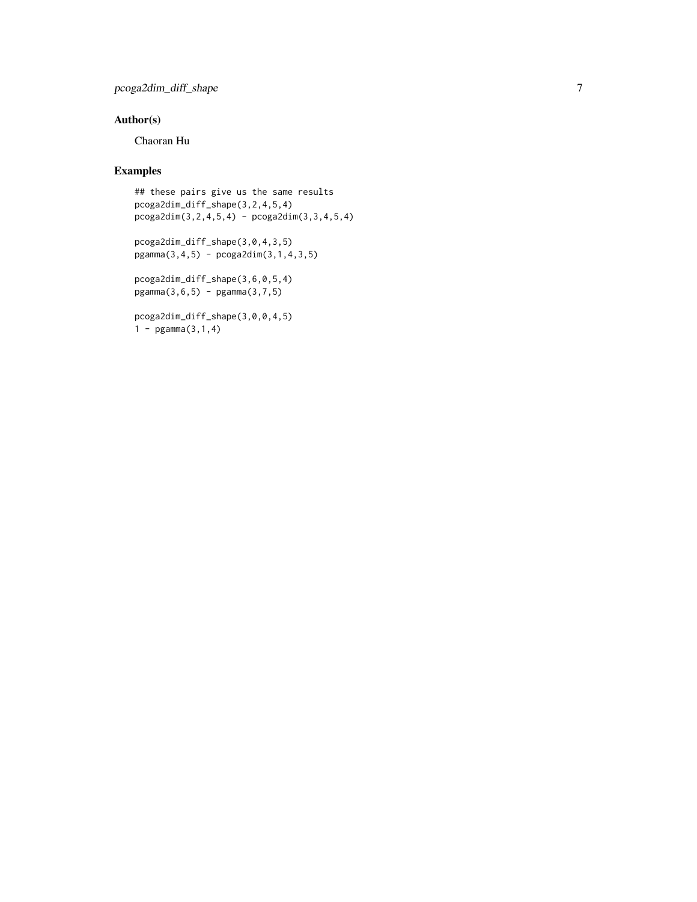## Author(s)

Chaoran Hu

## Examples

```
## these pairs give us the same results
pcoga2dim_diff_shape(3,2,4,5,4)
pcoga2dim(3,2,4,5,4) - pcoga2dim(3,3,4,5,4)

pcoga2dim_diff_shape(3,0,4,3,5)
pgamma(3,4,5) - pcoga2dim(3,1,4,3,5)

pcoga2dim_diff_shape(3,6,0,5,4)
pgamma(3,6,5) - pgamma(3,7,5)

pcoga2dim_diff_shape(3,0,0,4,5)
1 - pgamma(3,1,4)
```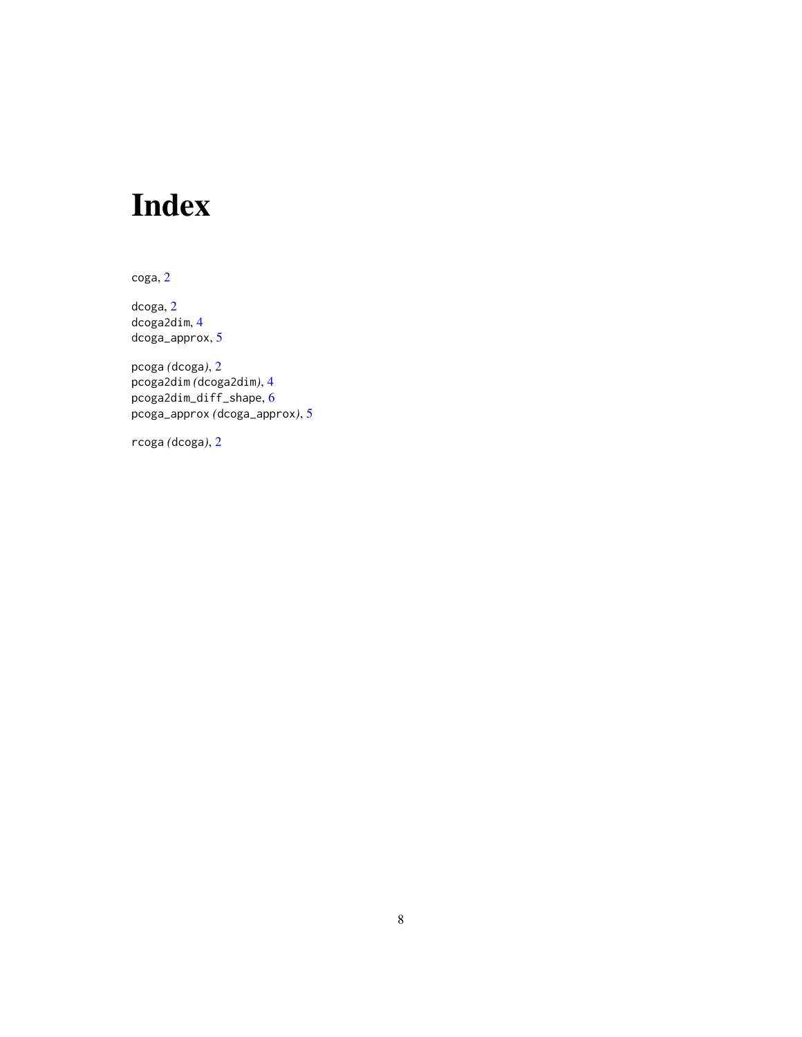# Index

coga, 2

dcoga, 2
dcoga2dim, 4
dcoga_approx, 5

pcoga (dcoga), 2
pcoga2dim (dcoga2dim), 4
pcoga2dim_diff_shape, 6
pcoga_approx (dcoga_approx), 5

rcoga (dcoga), 2